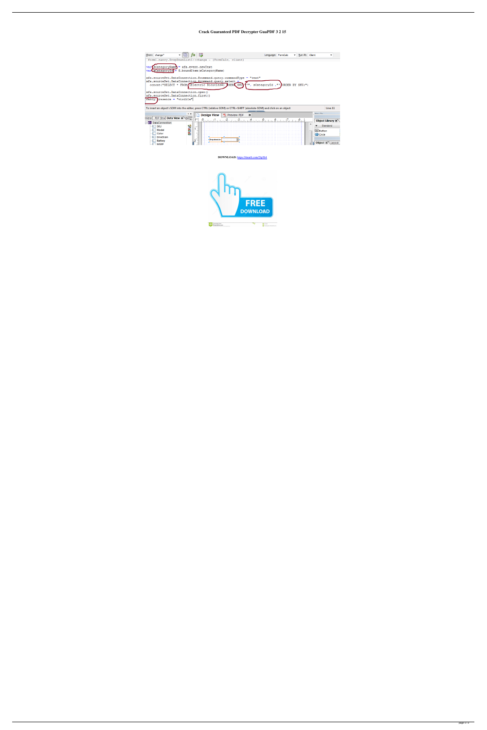# Crack Guaranteed PDF Decrypter GuaPDF 3 2 15

**DOWNLOAD:** https://tinurli.com/2ip564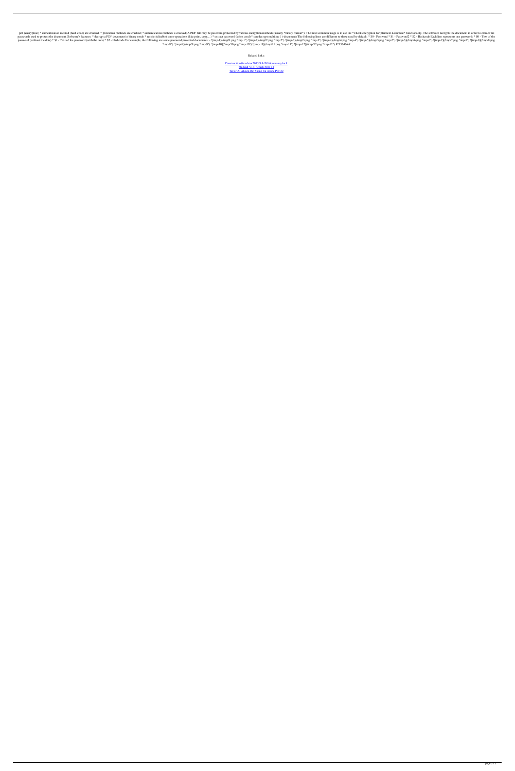pdf (encryption) * authentication method (hash code) are cracked. * protection methods are cracked; * authentication methods is cracked; A PDF file may be password protected by various encryption methods (usually *binary format*). The most common usage is to use the *Check encryption for plaintext document* functionality. The software decrypts the document in order to extract the passwords used to protect the document. Software's features: * decrypt a PDF document in binary mode * restrict (disable) some operations (like print, copy,...) * extract password (when used) * can decrypt multiline ( )-documents The following lines are different to those used by default. * $0 - Password * $1 - Password2 * $2 - Hashcode Each line represents one password: * $0 - Text of the password (without the dots) * $1 - Text of the password (with the dots) * $2 - Hashcode For example, the following are some password protected documents: - ![tmp-1](/tmp/1.png "tmp-1") ![tmp-2](/tmp/2.png "tmp-2") ![tmp-3](/tmp/3.png "tmp-3") ![tmp-4](/tmp/4.png "tmp-4") ![tmp-5](/tmp/5.png "tmp-5") ![tmp-6](/tmp/6.png "tmp-6") ![tmp-7](/tmp/7.png "tmp-7") ![tmp-8](/tmp/8.png "tmp-8") ![tmp-9](/tmp/9.png "tmp-9") ![tmp-10](/tmp/10.png "tmp-10") ![tmp-11](/tmp/11.png "tmp-11") ![tmp-12](/tmp/12.png "tmp-12") 82157476af

Related links:

ConstructionSimulator2015GoldEditionmoneyhack
Starlcad V131 Crack Free 14
Tafsir Al Ahlam Ibn Sirine En Arabe Pdf 22